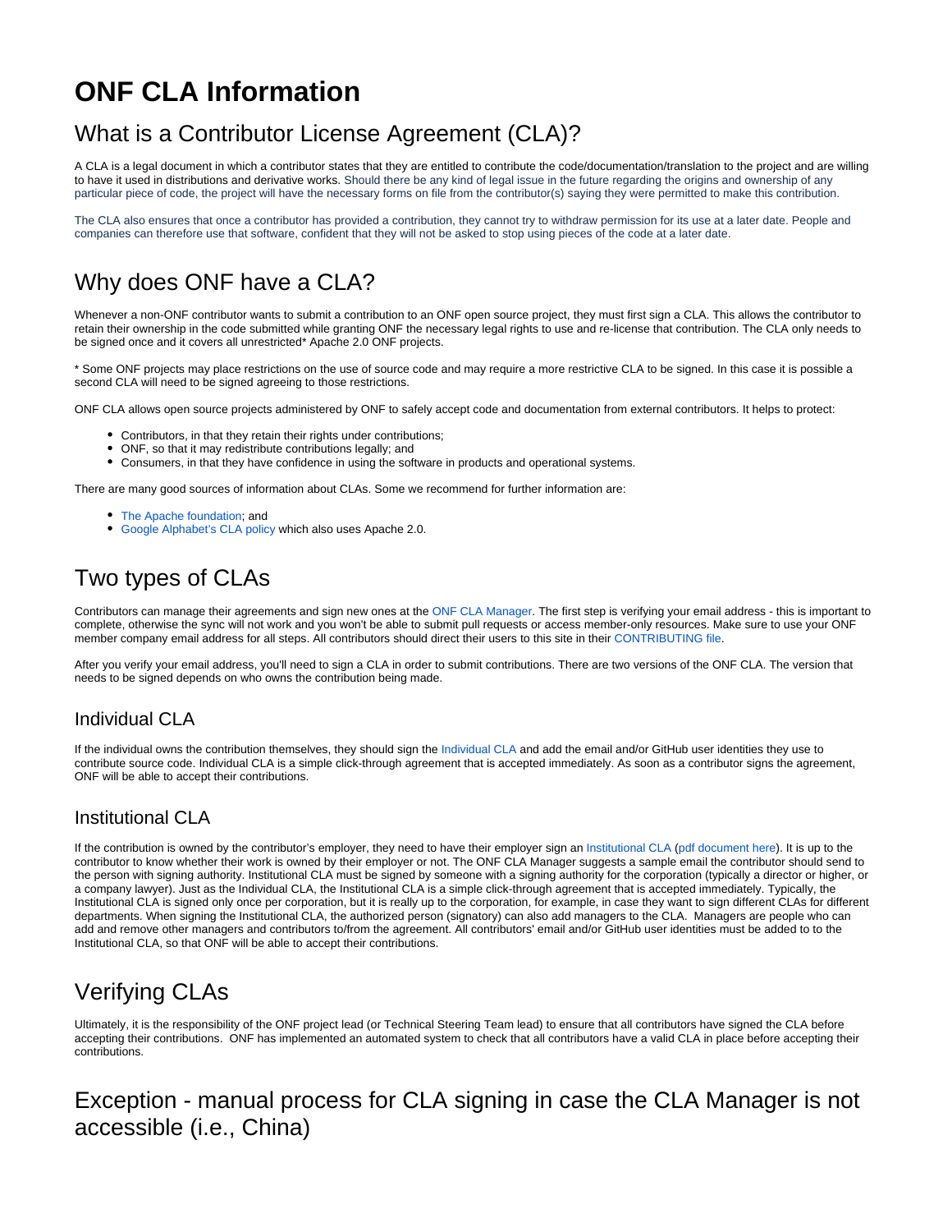# ONF CLA Information

## What is a Contributor License Agreement (CLA)?

A CLA is a legal document in which a contributor states that they are entitled to contribute the code/documentation/translation to the project and are willing to have it used in distributions and derivative works. Should there be any kind of legal issue in the future regarding the origins and ownership of any particular piece of code, the project will have the necessary forms on file from the contributor(s) saying they were permitted to make this contribution.

The CLA also ensures that once a contributor has provided a contribution, they cannot try to withdraw permission for its use at a later date. People and companies can therefore use that software, confident that they will not be asked to stop using pieces of the code at a later date.

## Why does ONF have a CLA?

Whenever a non-ONF contributor wants to submit a contribution to an ONF open source project, they must first sign a CLA. This allows the contributor to retain their ownership in the code submitted while granting ONF the necessary legal rights to use and re-license that contribution. The CLA only needs to be signed once and it covers all unrestricted* Apache 2.0 ONF projects.

* Some ONF projects may place restrictions on the use of source code and may require a more restrictive CLA to be signed. In this case it is possible a second CLA will need to be signed agreeing to those restrictions.

ONF CLA allows open source projects administered by ONF to safely accept code and documentation from external contributors. It helps to protect:

- Contributors, in that they retain their rights under contributions;
- ONF, so that it may redistribute contributions legally; and
- Consumers, in that they have confidence in using the software in products and operational systems.

There are many good sources of information about CLAs. Some we recommend for further information are:

- The Apache foundation; and
- Google Alphabet's CLA policy which also uses Apache 2.0.

## Two types of CLAs

Contributors can manage their agreements and sign new ones at the ONF CLA Manager. The first step is verifying your email address - this is important to complete, otherwise the sync will not work and you won't be able to submit pull requests or access member-only resources. Make sure to use your ONF member company email address for all steps. All contributors should direct their users to this site in their CONTRIBUTING file.

After you verify your email address, you'll need to sign a CLA in order to submit contributions. There are two versions of the ONF CLA. The version that needs to be signed depends on who owns the contribution being made.

### Individual CLA

If the individual owns the contribution themselves, they should sign the Individual CLA and add the email and/or GitHub user identities they use to contribute source code. Individual CLA is a simple click-through agreement that is accepted immediately. As soon as a contributor signs the agreement, ONF will be able to accept their contributions.

### Institutional CLA

If the contribution is owned by the contributor's employer, they need to have their employer sign an Institutional CLA (pdf document here). It is up to the contributor to know whether their work is owned by their employer or not. The ONF CLA Manager suggests a sample email the contributor should send to the person with signing authority. Institutional CLA must be signed by someone with a signing authority for the corporation (typically a director or higher, or a company lawyer). Just as the Individual CLA, the Institutional CLA is a simple click-through agreement that is accepted immediately. Typically, the Institutional CLA is signed only once per corporation, but it is really up to the corporation, for example, in case they want to sign different CLAs for different departments. When signing the Institutional CLA, the authorized person (signatory) can also add managers to the CLA. Managers are people who can add and remove other managers and contributors to/from the agreement. All contributors' email and/or GitHub user identities must be added to to the Institutional CLA, so that ONF will be able to accept their contributions.

## Verifying CLAs

Ultimately, it is the responsibility of the ONF project lead (or Technical Steering Team lead) to ensure that all contributors have signed the CLA before accepting their contributions. ONF has implemented an automated system to check that all contributors have a valid CLA in place before accepting their contributions.

## Exception - manual process for CLA signing in case the CLA Manager is not accessible (i.e., China)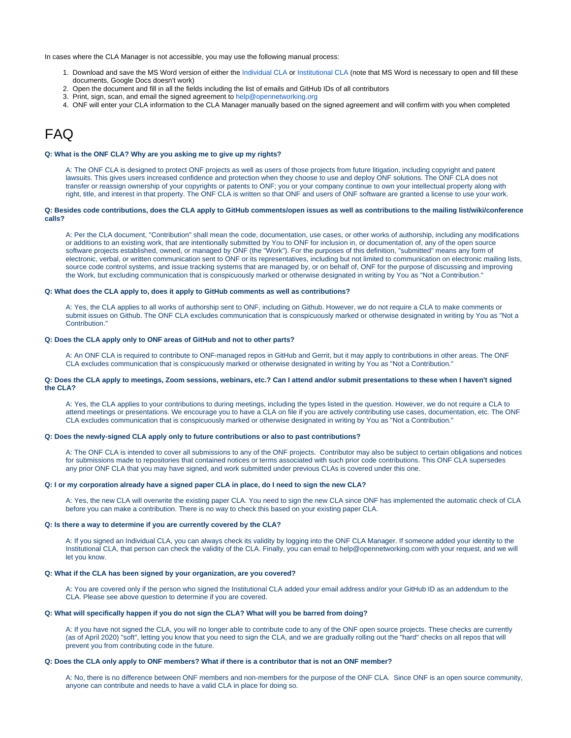In cases where the CLA Manager is not accessible, you may use the following manual process:

1. Download and save the MS Word version of either the Individual CLA or Institutional CLA (note that MS Word is necessary to open and fill these documents, Google Docs doesn't work)
2. Open the document and fill in all the fields including the list of emails and GitHub IDs of all contributors
3. Print, sign, scan, and email the signed agreement to help@opennetworking.org
4. ONF will enter your CLA information to the CLA Manager manually based on the signed agreement and will confirm with you when completed

# FAQ

**Q: What is the ONF CLA? Why are you asking me to give up my rights?**

A: The ONF CLA is designed to protect ONF projects as well as users of those projects from future litigation, including copyright and patent lawsuits. This gives users increased confidence and protection when they choose to use and deploy ONF solutions. The ONF CLA does not transfer or reassign ownership of your copyrights or patents to ONF; you or your company continue to own your intellectual property along with right, title, and interest in that property. The ONF CLA is written so that ONF and users of ONF software are granted a license to use your work.

**Q: Besides code contributions, does the CLA apply to GitHub comments/open issues as well as contributions to the mailing list/wiki/conference calls?**

A: Per the CLA document, "Contribution" shall mean the code, documentation, use cases, or other works of authorship, including any modifications or additions to an existing work, that are intentionally submitted by You to ONF for inclusion in, or documentation of, any of the open source software projects established, owned, or managed by ONF (the "Work"). For the purposes of this definition, "submitted" means any form of electronic, verbal, or written communication sent to ONF or its representatives, including but not limited to communication on electronic mailing lists, source code control systems, and issue tracking systems that are managed by, or on behalf of, ONF for the purpose of discussing and improving the Work, but excluding communication that is conspicuously marked or otherwise designated in writing by You as "Not a Contribution."

**Q: What does the CLA apply to, does it apply to GitHub comments as well as contributions?**

A: Yes, the CLA applies to all works of authorship sent to ONF, including on Github. However, we do not require a CLA to make comments or submit issues on Github. The ONF CLA excludes communication that is conspicuously marked or otherwise designated in writing by You as "Not a Contribution."

**Q: Does the CLA apply only to ONF areas of GitHub and not to other parts?**

A: An ONF CLA is required to contribute to ONF-managed repos in GitHub and Gerrit, but it may apply to contributions in other areas. The ONF CLA excludes communication that is conspicuously marked or otherwise designated in writing by You as "Not a Contribution."

**Q: Does the CLA apply to meetings, Zoom sessions, webinars, etc.? Can I attend and/or submit presentations to these when I haven't signed the CLA?**

A: Yes, the CLA applies to your contributions to during meetings, including the types listed in the question. However, we do not require a CLA to attend meetings or presentations. We encourage you to have a CLA on file if you are actively contributing use cases, documentation, etc. The ONF CLA excludes communication that is conspicuously marked or otherwise designated in writing by You as "Not a Contribution."

**Q: Does the newly-signed CLA apply only to future contributions or also to past contributions?**

A: The ONF CLA is intended to cover all submissions to any of the ONF projects. Contributor may also be subject to certain obligations and notices for submissions made to repositories that contained notices or terms associated with such prior code contributions. This ONF CLA supersedes any prior ONF CLA that you may have signed, and work submitted under previous CLAs is covered under this one.

**Q: I or my corporation already have a signed paper CLA in place, do I need to sign the new CLA?**

A: Yes, the new CLA will overwrite the existing paper CLA. You need to sign the new CLA since ONF has implemented the automatic check of CLA before you can make a contribution. There is no way to check this based on your existing paper CLA.

**Q: Is there a way to determine if you are currently covered by the CLA?**

A: If you signed an Individual CLA, you can always check its validity by logging into the ONF CLA Manager. If someone added your identity to the Institutional CLA, that person can check the validity of the CLA. Finally, you can email to help@opennetworking.com with your request, and we will let you know.

**Q: What if the CLA has been signed by your organization, are you covered?**

A: You are covered only if the person who signed the Institutional CLA added your email address and/or your GitHub ID as an addendum to the CLA. Please see above question to determine if you are covered.

**Q: What will specifically happen if you do not sign the CLA? What will you be barred from doing?**

A: If you have not signed the CLA, you will no longer able to contribute code to any of the ONF open source projects. These checks are currently (as of April 2020) "soft", letting you know that you need to sign the CLA, and we are gradually rolling out the "hard" checks on all repos that will prevent you from contributing code in the future.

**Q: Does the CLA only apply to ONF members? What if there is a contributor that is not an ONF member?**

A: No, there is no difference between ONF members and non-members for the purpose of the ONF CLA. Since ONF is an open source community, anyone can contribute and needs to have a valid CLA in place for doing so.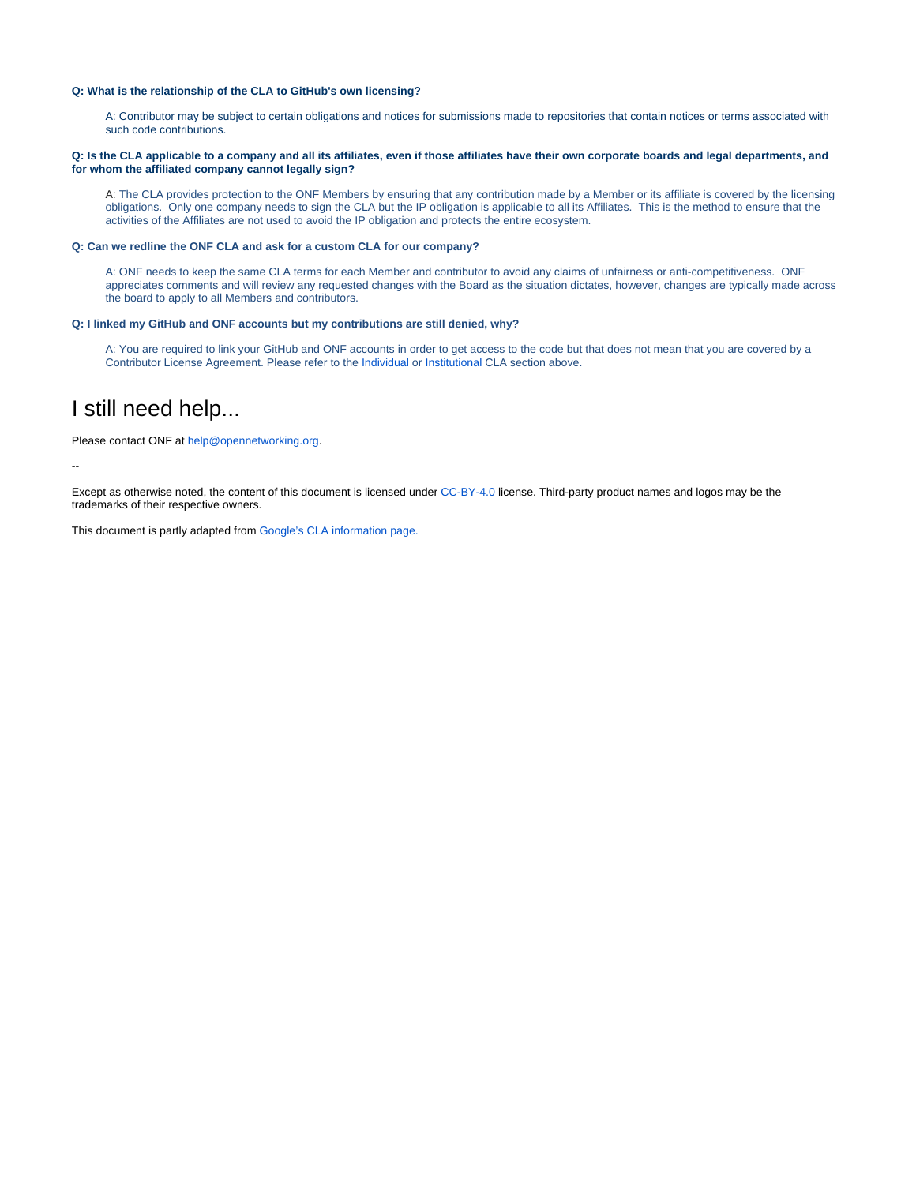**Q: What is the relationship of the CLA to GitHub's own licensing?**

A: Contributor may be subject to certain obligations and notices for submissions made to repositories that contain notices or terms associated with such code contributions.

**Q: Is the CLA applicable to a company and all its affiliates, even if those affiliates have their own corporate boards and legal departments, and for whom the affiliated company cannot legally sign?**

A: The CLA provides protection to the ONF Members by ensuring that any contribution made by a Member or its affiliate is covered by the licensing obligations. Only one company needs to sign the CLA but the IP obligation is applicable to all its Affiliates. This is the method to ensure that the activities of the Affiliates are not used to avoid the IP obligation and protects the entire ecosystem.

**Q: Can we redline the ONF CLA and ask for a custom CLA for our company?**

A: ONF needs to keep the same CLA terms for each Member and contributor to avoid any claims of unfairness or anti-competitiveness. ONF appreciates comments and will review any requested changes with the Board as the situation dictates, however, changes are typically made across the board to apply to all Members and contributors.

**Q: I linked my GitHub and ONF accounts but my contributions are still denied, why?**

A: You are required to link your GitHub and ONF accounts in order to get access to the code but that does not mean that you are covered by a Contributor License Agreement. Please refer to the Individual or Institutional CLA section above.

# I still need help...

Please contact ONF at help@opennetworking.org.

--

Except as otherwise noted, the content of this document is licensed under CC-BY-4.0 license. Third-party product names and logos may be the trademarks of their respective owners.

This document is partly adapted from Google's CLA information page.